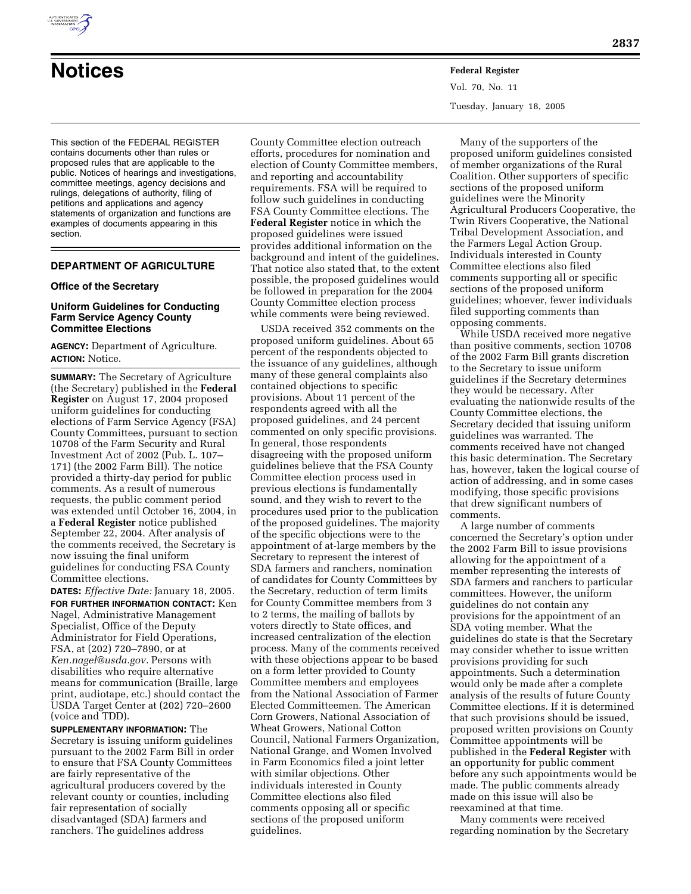# Notices

This section of the FEDERAL REGISTER contains documents other than rules or proposed rules that are applicable to the public. Notices of hearings and investigations, committee meetings, agency decisions and rulings, delegations of authority, filing of petitions and applications and agency statements of organization and functions are examples of documents appearing in this section.

## DEPARTMENT OF AGRICULTURE

### Office of the Secretary

### Uniform Guidelines for Conducting Farm Service Agency County Committee Elections

**AGENCY:** Department of Agriculture.

**ACTION:** Notice.

**SUMMARY:** The Secretary of Agriculture (the Secretary) published in the **Federal Register** on August 17, 2004 proposed uniform guidelines for conducting elections of Farm Service Agency (FSA) County Committees, pursuant to section 10708 of the Farm Security and Rural Investment Act of 2002 (Pub. L. 107–171) (the 2002 Farm Bill). The notice provided a thirty-day period for public comments. As a result of numerous requests, the public comment period was extended until October 16, 2004, in a **Federal Register** notice published September 22, 2004. After analysis of the comments received, the Secretary is now issuing the final uniform guidelines for conducting FSA County Committee elections.

**DATES:** *Effective Date:* January 18, 2005.

**FOR FURTHER INFORMATION CONTACT:** Ken Nagel, Administrative Management Specialist, Office of the Deputy Administrator for Field Operations, FSA, at (202) 720–7890, or at *Ken.nagel@usda.gov.* Persons with disabilities who require alternative means for communication (Braille, large print, audiotape, etc.) should contact the USDA Target Center at (202) 720–2600 (voice and TDD).

**SUPPLEMENTARY INFORMATION:** The Secretary is issuing uniform guidelines pursuant to the 2002 Farm Bill in order to ensure that FSA County Committees are fairly representative of the agricultural producers covered by the relevant county or counties, including fair representation of socially disadvantaged (SDA) farmers and ranchers. The guidelines address County Committee election outreach efforts, procedures for nomination and election of County Committee members, and reporting and accountability requirements. FSA will be required to follow such guidelines in conducting FSA County Committee elections. The **Federal Register** notice in which the proposed guidelines were issued provides additional information on the background and intent of the guidelines. That notice also stated that, to the extent possible, the proposed guidelines would be followed in preparation for the 2004 County Committee election process while comments were being reviewed.

USDA received 352 comments on the proposed uniform guidelines. About 65 percent of the respondents objected to the issuance of any guidelines, although many of these general complaints also contained objections to specific provisions. About 11 percent of the respondents agreed with all the proposed guidelines, and 24 percent commented on only specific provisions. In general, those respondents disagreeing with the proposed uniform guidelines believe that the FSA County Committee election process used in previous elections is fundamentally sound, and they wish to revert to the procedures used prior to the publication of the proposed guidelines. The majority of the specific objections were to the appointment of at-large members by the Secretary to represent the interest of SDA farmers and ranchers, nomination of candidates for County Committees by the Secretary, reduction of term limits for County Committee members from 3 to 2 terms, the mailing of ballots by voters directly to State offices, and increased centralization of the election process. Many of the comments received with these objections appear to be based on a form letter provided to County Committee members and employees from the National Association of Farmer Elected Committeemen. The American Corn Growers, National Association of Wheat Growers, National Cotton Council, National Farmers Organization, National Grange, and Women Involved in Farm Economics filed a joint letter with similar objections. Other individuals interested in County Committee elections also filed comments opposing all or specific sections of the proposed uniform guidelines.

Many of the supporters of the proposed uniform guidelines consisted of member organizations of the Rural Coalition. Other supporters of specific sections of the proposed uniform guidelines were the Minority Agricultural Producers Cooperative, the Twin Rivers Cooperative, the National Tribal Development Association, and the Farmers Legal Action Group. Individuals interested in County Committee elections also filed comments supporting all or specific sections of the proposed uniform guidelines; whoever, fewer individuals filed supporting comments than opposing comments.

While USDA received more negative than positive comments, section 10708 of the 2002 Farm Bill grants discretion to the Secretary to issue uniform guidelines if the Secretary determines they would be necessary. After evaluating the nationwide results of the County Committee elections, the Secretary decided that issuing uniform guidelines was warranted. The comments received have not changed this basic determination. The Secretary has, however, taken the logical course of action of addressing, and in some cases modifying, those specific provisions that drew significant numbers of comments.

A large number of comments concerned the Secretary's option under the 2002 Farm Bill to issue provisions allowing for the appointment of a member representing the interests of SDA farmers and ranchers to particular committees. However, the uniform guidelines do not contain any provisions for the appointment of an SDA voting member. What the guidelines do state is that the Secretary may consider whether to issue written provisions providing for such appointments. Such a determination would only be made after a complete analysis of the results of future County Committee elections. If it is determined that such provisions should be issued, proposed written provisions on County Committee appointments will be published in the **Federal Register** with an opportunity for public comment before any such appointments would be made. The public comments already made on this issue will also be reexamined at that time.

Many comments were received regarding nomination by the Secretary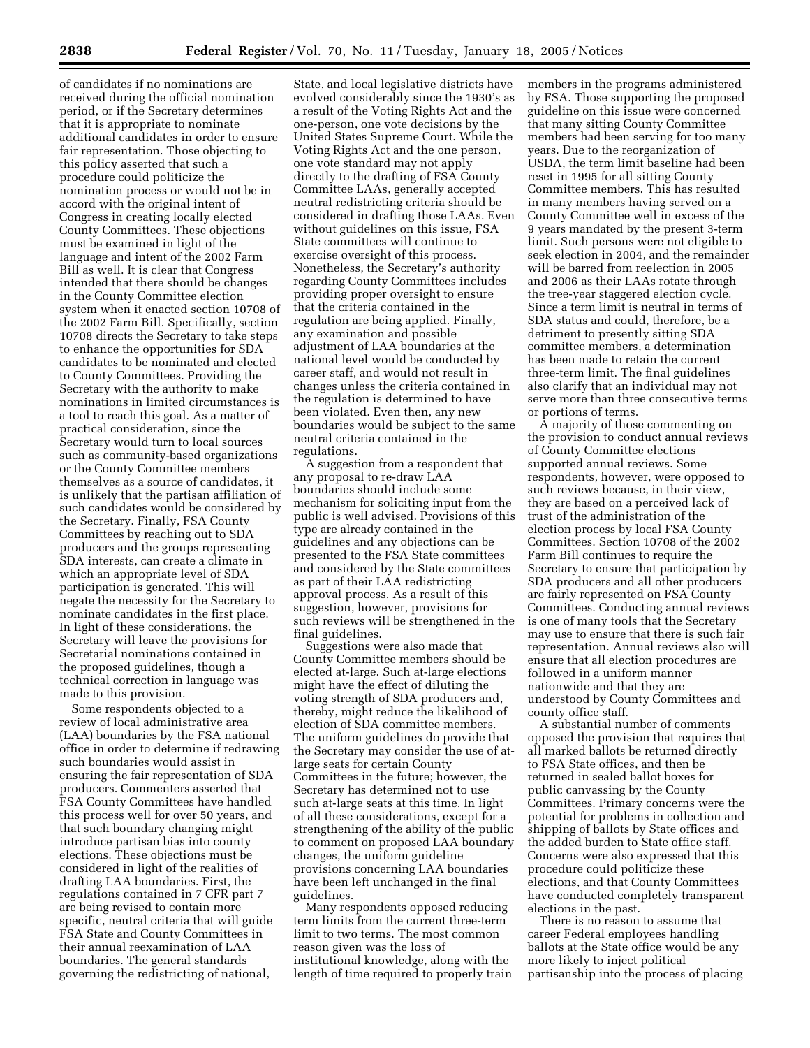of candidates if no nominations are received during the official nomination period, or if the Secretary determines that it is appropriate to nominate additional candidates in order to ensure fair representation. Those objecting to this policy asserted that such a procedure could politicize the nomination process or would not be in accord with the original intent of Congress in creating locally elected County Committees. These objections must be examined in light of the language and intent of the 2002 Farm Bill as well. It is clear that Congress intended that there should be changes in the County Committee election system when it enacted section 10708 of the 2002 Farm Bill. Specifically, section 10708 directs the Secretary to take steps to enhance the opportunities for SDA candidates to be nominated and elected to County Committees. Providing the Secretary with the authority to make nominations in limited circumstances is a tool to reach this goal. As a matter of practical consideration, since the Secretary would turn to local sources such as community-based organizations or the County Committee members themselves as a source of candidates, it is unlikely that the partisan affiliation of such candidates would be considered by the Secretary. Finally, FSA County Committees by reaching out to SDA producers and the groups representing SDA interests, can create a climate in which an appropriate level of SDA participation is generated. This will negate the necessity for the Secretary to nominate candidates in the first place. In light of these considerations, the Secretary will leave the provisions for Secretarial nominations contained in the proposed guidelines, though a technical correction in language was made to this provision.

Some respondents objected to a review of local administrative area (LAA) boundaries by the FSA national office in order to determine if redrawing such boundaries would assist in ensuring the fair representation of SDA producers. Commenters asserted that FSA County Committees have handled this process well for over 50 years, and that such boundary changing might introduce partisan bias into county elections. These objections must be considered in light of the realities of drafting LAA boundaries. First, the regulations contained in 7 CFR part 7 are being revised to contain more specific, neutral criteria that will guide FSA State and County Committees in their annual reexamination of LAA boundaries. The general standards governing the redistricting of national, State, and local legislative districts have evolved considerably since the 1930's as a result of the Voting Rights Act and the one-person, one vote decisions by the United States Supreme Court. While the Voting Rights Act and the one person, one vote standard may not apply directly to the drafting of FSA County Committee LAAs, generally accepted neutral redistricting criteria should be considered in drafting those LAAs. Even without guidelines on this issue, FSA State committees will continue to exercise oversight of this process. Nonetheless, the Secretary's authority regarding County Committees includes providing proper oversight to ensure that the criteria contained in the regulation are being applied. Finally, any examination and possible adjustment of LAA boundaries at the national level would be conducted by career staff, and would not result in changes unless the criteria contained in the regulation is determined to have been violated. Even then, any new boundaries would be subject to the same neutral criteria contained in the regulations.

A suggestion from a respondent that any proposal to re-draw LAA boundaries should include some mechanism for soliciting input from the public is well advised. Provisions of this type are already contained in the guidelines and any objections can be presented to the FSA State committees and considered by the State committees as part of their LAA redistricting approval process. As a result of this suggestion, however, provisions for such reviews will be strengthened in the final guidelines.

Suggestions were also made that County Committee members should be elected at-large. Such at-large elections might have the effect of diluting the voting strength of SDA producers and, thereby, might reduce the likelihood of election of SDA committee members. The uniform guidelines do provide that the Secretary may consider the use of at-large seats for certain County Committees in the future; however, the Secretary has determined not to use such at-large seats at this time. In light of all these considerations, except for a strengthening of the ability of the public to comment on proposed LAA boundary changes, the uniform guideline provisions concerning LAA boundaries have been left unchanged in the final guidelines.

Many respondents opposed reducing term limits from the current three-term limit to two terms. The most common reason given was the loss of institutional knowledge, along with the length of time required to properly train members in the programs administered by FSA. Those supporting the proposed guideline on this issue were concerned that many sitting County Committee members had been serving for too many years. Due to the reorganization of USDA, the term limit baseline had been reset in 1995 for all sitting County Committee members. This has resulted in many members having served on a County Committee well in excess of the 9 years mandated by the present 3-term limit. Such persons were not eligible to seek election in 2004, and the remainder will be barred from reelection in 2005 and 2006 as their LAAs rotate through the tree-year staggered election cycle. Since a term limit is neutral in terms of SDA status and could, therefore, be a detriment to presently sitting SDA committee members, a determination has been made to retain the current three-term limit. The final guidelines also clarify that an individual may not serve more than three consecutive terms or portions of terms.

A majority of those commenting on the provision to conduct annual reviews of County Committee elections supported annual reviews. Some respondents, however, were opposed to such reviews because, in their view, they are based on a perceived lack of trust of the administration of the election process by local FSA County Committees. Section 10708 of the 2002 Farm Bill continues to require the Secretary to ensure that participation by SDA producers and all other producers are fairly represented on FSA County Committees. Conducting annual reviews is one of many tools that the Secretary may use to ensure that there is such fair representation. Annual reviews also will ensure that all election procedures are followed in a uniform manner nationwide and that they are understood by County Committees and county office staff.

A substantial number of comments opposed the provision that requires that all marked ballots be returned directly to FSA State offices, and then be returned in sealed ballot boxes for public canvassing by the County Committees. Primary concerns were the potential for problems in collection and shipping of ballots by State offices and the added burden to State office staff. Concerns were also expressed that this procedure could politicize these elections, and that County Committees have conducted completely transparent elections in the past.

There is no reason to assume that career Federal employees handling ballots at the State office would be any more likely to inject political partisanship into the process of placing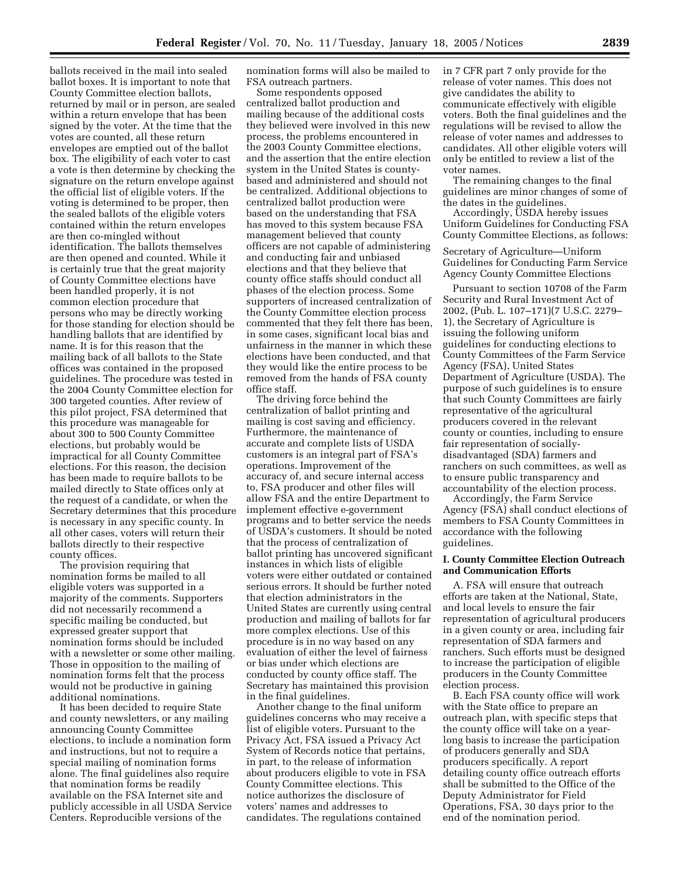ballots received in the mail into sealed ballot boxes. It is important to note that County Committee election ballots, returned by mail or in person, are sealed within a return envelope that has been signed by the voter. At the time that the votes are counted, all these return envelopes are emptied out of the ballot box. The eligibility of each voter to cast a vote is then determine by checking the signature on the return envelope against the official list of eligible voters. If the voting is determined to be proper, then the sealed ballots of the eligible voters contained within the return envelopes are then co-mingled without identification. The ballots themselves are then opened and counted. While it is certainly true that the great majority of County Committee elections have been handled properly, it is not common election procedure that persons who may be directly working for those standing for election should be handling ballots that are identified by name. It is for this reason that the mailing back of all ballots to the State offices was contained in the proposed guidelines. The procedure was tested in the 2004 County Committee election for 300 targeted counties. After review of this pilot project, FSA determined that this procedure was manageable for about 300 to 500 County Committee elections, but probably would be impractical for all County Committee elections. For this reason, the decision has been made to require ballots to be mailed directly to State offices only at the request of a candidate, or when the Secretary determines that this procedure is necessary in any specific county. In all other cases, voters will return their ballots directly to their respective county offices.

The provision requiring that nomination forms be mailed to all eligible voters was supported in a majority of the comments. Supporters did not necessarily recommend a specific mailing be conducted, but expressed greater support that nomination forms should be included with a newsletter or some other mailing. Those in opposition to the mailing of nomination forms felt that the process would not be productive in gaining additional nominations.

It has been decided to require State and county newsletters, or any mailing announcing County Committee elections, to include a nomination form and instructions, but not to require a special mailing of nomination forms alone. The final guidelines also require that nomination forms be readily available on the FSA Internet site and publicly accessible in all USDA Service Centers. Reproducible versions of the nomination forms will also be mailed to FSA outreach partners.

Some respondents opposed centralized ballot production and mailing because of the additional costs they believed were involved in this new process, the problems encountered in the 2003 County Committee elections, and the assertion that the entire election system in the United States is county-based and administered and should not be centralized. Additional objections to centralized ballot production were based on the understanding that FSA has moved to this system because FSA management believed that county officers are not capable of administering and conducting fair and unbiased elections and that they believe that county office staffs should conduct all phases of the election process. Some supporters of increased centralization of the County Committee election process commented that they felt there has been, in some cases, significant local bias and unfairness in the manner in which these elections have been conducted, and that they would like the entire process to be removed from the hands of FSA county office staff.

The driving force behind the centralization of ballot printing and mailing is cost saving and efficiency. Furthermore, the maintenance of accurate and complete lists of USDA customers is an integral part of FSA's operations. Improvement of the accuracy of, and secure internal access to, FSA producer and other files will allow FSA and the entire Department to implement effective e-government programs and to better service the needs of USDA's customers. It should be noted that the process of centralization of ballot printing has uncovered significant instances in which lists of eligible voters were either outdated or contained serious errors. It should be further noted that election administrators in the United States are currently using central production and mailing of ballots for far more complex elections. Use of this procedure is in no way based on any evaluation of either the level of fairness or bias under which elections are conducted by county office staff. The Secretary has maintained this provision in the final guidelines.

Another change to the final uniform guidelines concerns who may receive a list of eligible voters. Pursuant to the Privacy Act, FSA issued a Privacy Act System of Records notice that pertains, in part, to the release of information about producers eligible to vote in FSA County Committee elections. This notice authorizes the disclosure of voters' names and addresses to candidates. The regulations contained in 7 CFR part 7 only provide for the release of voter names. This does not give candidates the ability to communicate effectively with eligible voters. Both the final guidelines and the regulations will be revised to allow the release of voter names and addresses to candidates. All other eligible voters will only be entitled to review a list of the voter names.

The remaining changes to the final guidelines are minor changes of some of the dates in the guidelines.

Accordingly, USDA hereby issues Uniform Guidelines for Conducting FSA County Committee Elections, as follows:

Secretary of Agriculture—Uniform Guidelines for Conducting Farm Service Agency County Committee Elections

Pursuant to section 10708 of the Farm Security and Rural Investment Act of 2002, (Pub. L. 107–171)(7 U.S.C. 2279–1), the Secretary of Agriculture is issuing the following uniform guidelines for conducting elections to County Committees of the Farm Service Agency (FSA), United States Department of Agriculture (USDA). The purpose of such guidelines is to ensure that such County Committees are fairly representative of the agricultural producers covered in the relevant county or counties, including to ensure fair representation of socially-disadvantaged (SDA) farmers and ranchers on such committees, as well as to ensure public transparency and accountability of the election process.

Accordingly, the Farm Service Agency (FSA) shall conduct elections of members to FSA County Committees in accordance with the following guidelines.

**I. County Committee Election Outreach and Communication Efforts**

A. FSA will ensure that outreach efforts are taken at the National, State, and local levels to ensure the fair representation of agricultural producers in a given county or area, including fair representation of SDA farmers and ranchers. Such efforts must be designed to increase the participation of eligible producers in the County Committee election process.

B. Each FSA county office will work with the State office to prepare an outreach plan, with specific steps that the county office will take on a year-long basis to increase the participation of producers generally and SDA producers specifically. A report detailing county office outreach efforts shall be submitted to the Office of the Deputy Administrator for Field Operations, FSA, 30 days prior to the end of the nomination period.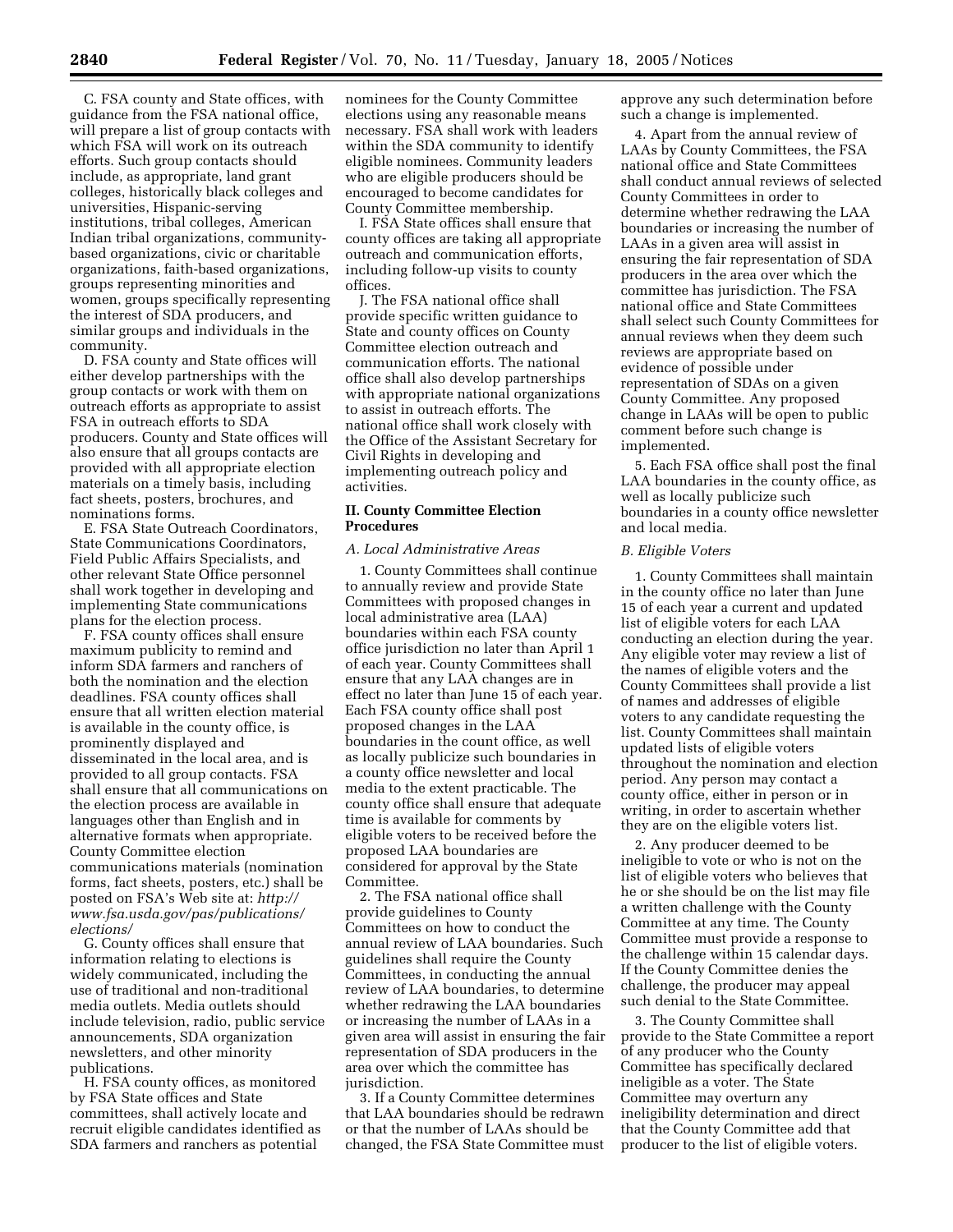C. FSA county and State offices, with guidance from the FSA national office, will prepare a list of group contacts with which FSA will work on its outreach efforts. Such group contacts should include, as appropriate, land grant colleges, historically black colleges and universities, Hispanic-serving institutions, tribal colleges, American Indian tribal organizations, community-based organizations, civic or charitable organizations, faith-based organizations, groups representing minorities and women, groups specifically representing the interest of SDA producers, and similar groups and individuals in the community.

D. FSA county and State offices will either develop partnerships with the group contacts or work with them on outreach efforts as appropriate to assist FSA in outreach efforts to SDA producers. County and State offices will also ensure that all groups contacts are provided with all appropriate election materials on a timely basis, including fact sheets, posters, brochures, and nominations forms.

E. FSA State Outreach Coordinators, State Communications Coordinators, Field Public Affairs Specialists, and other relevant State Office personnel shall work together in developing and implementing State communications plans for the election process.

F. FSA county offices shall ensure maximum publicity to remind and inform SDA farmers and ranchers of both the nomination and the election deadlines. FSA county offices shall ensure that all written election material is available in the county office, is prominently displayed and disseminated in the local area, and is provided to all group contacts. FSA shall ensure that all communications on the election process are available in languages other than English and in alternative formats when appropriate. County Committee election communications materials (nomination forms, fact sheets, posters, etc.) shall be posted on FSA's Web site at: *http://www.fsa.usda.gov/pas/publications/elections/*

G. County offices shall ensure that information relating to elections is widely communicated, including the use of traditional and non-traditional media outlets. Media outlets should include television, radio, public service announcements, SDA organization newsletters, and other minority publications.

H. FSA county offices, as monitored by FSA State offices and State committees, shall actively locate and recruit eligible candidates identified as SDA farmers and ranchers as potential nominees for the County Committee elections using any reasonable means necessary. FSA shall work with leaders within the SDA community to identify eligible nominees. Community leaders who are eligible producers should be encouraged to become candidates for County Committee membership.

I. FSA State offices shall ensure that county offices are taking all appropriate outreach and communication efforts, including follow-up visits to county offices.

J. The FSA national office shall provide specific written guidance to State and county offices on County Committee election outreach and communication efforts. The national office shall also develop partnerships with appropriate national organizations to assist in outreach efforts. The national office shall work closely with the Office of the Assistant Secretary for Civil Rights in developing and implementing outreach policy and activities.

## II. County Committee Election Procedures

### *A. Local Administrative Areas*

1. County Committees shall continue to annually review and provide State Committees with proposed changes in local administrative area (LAA) boundaries within each FSA county office jurisdiction no later than April 1 of each year. County Committees shall ensure that any LAA changes are in effect no later than June 15 of each year. Each FSA county office shall post proposed changes in the LAA boundaries in the count office, as well as locally publicize such boundaries in a county office newsletter and local media to the extent practicable. The county office shall ensure that adequate time is available for comments by eligible voters to be received before the proposed LAA boundaries are considered for approval by the State Committee.

2. The FSA national office shall provide guidelines to County Committees on how to conduct the annual review of LAA boundaries. Such guidelines shall require the County Committees, in conducting the annual review of LAA boundaries, to determine whether redrawing the LAA boundaries or increasing the number of LAAs in a given area will assist in ensuring the fair representation of SDA producers in the area over which the committee has jurisdiction.

3. If a County Committee determines that LAA boundaries should be redrawn or that the number of LAAs should be changed, the FSA State Committee must approve any such determination before such a change is implemented.

4. Apart from the annual review of LAAs by County Committees, the FSA national office and State Committees shall conduct annual reviews of selected County Committees in order to determine whether redrawing the LAA boundaries or increasing the number of LAAs in a given area will assist in ensuring the fair representation of SDA producers in the area over which the committee has jurisdiction. The FSA national office and State Committees shall select such County Committees for annual reviews when they deem such reviews are appropriate based on evidence of possible under representation of SDAs on a given County Committee. Any proposed change in LAAs will be open to public comment before such change is implemented.

5. Each FSA office shall post the final LAA boundaries in the county office, as well as locally publicize such boundaries in a county office newsletter and local media.

### *B. Eligible Voters*

1. County Committees shall maintain in the county office no later than June 15 of each year a current and updated list of eligible voters for each LAA conducting an election during the year. Any eligible voter may review a list of the names of eligible voters and the County Committees shall provide a list of names and addresses of eligible voters to any candidate requesting the list. County Committees shall maintain updated lists of eligible voters throughout the nomination and election period. Any person may contact a county office, either in person or in writing, in order to ascertain whether they are on the eligible voters list.

2. Any producer deemed to be ineligible to vote or who is not on the list of eligible voters who believes that he or she should be on the list may file a written challenge with the County Committee at any time. The County Committee must provide a response to the challenge within 15 calendar days. If the County Committee denies the challenge, the producer may appeal such denial to the State Committee.

3. The County Committee shall provide to the State Committee a report of any producer who the County Committee has specifically declared ineligible as a voter. The State Committee may overturn any ineligibility determination and direct that the County Committee add that producer to the list of eligible voters.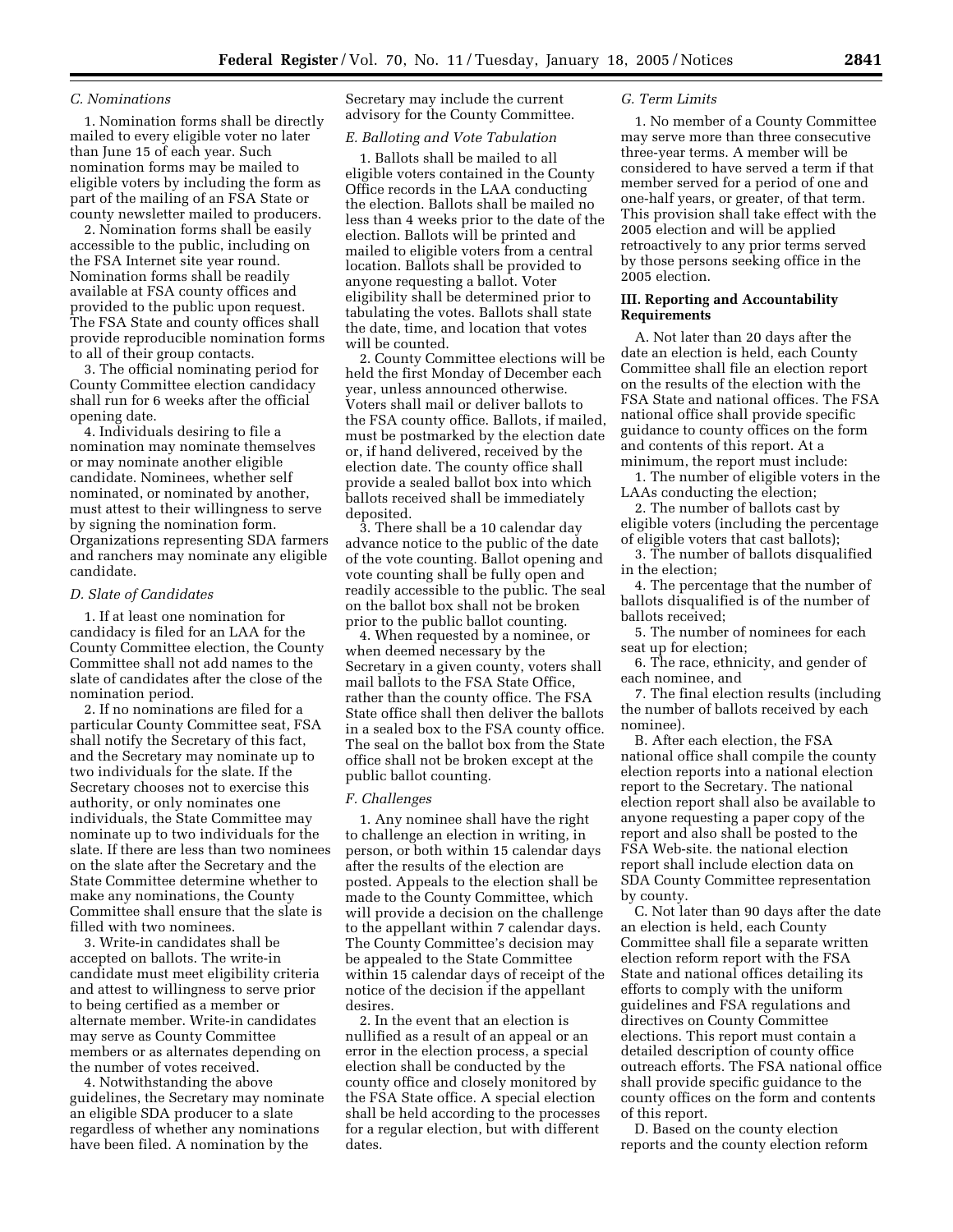#### C. Nominations

1. Nomination forms shall be directly mailed to every eligible voter no later than June 15 of each year. Such nomination forms may be mailed to eligible voters by including the form as part of the mailing of an FSA State or county newsletter mailed to producers.

2. Nomination forms shall be easily accessible to the public, including on the FSA Internet site year round. Nomination forms shall be readily available at FSA county offices and provided to the public upon request. The FSA State and county offices shall provide reproducible nomination forms to all of their group contacts.

3. The official nominating period for County Committee election candidacy shall run for 6 weeks after the official opening date.

4. Individuals desiring to file a nomination may nominate themselves or may nominate another eligible candidate. Nominees, whether self nominated, or nominated by another, must attest to their willingness to serve by signing the nomination form. Organizations representing SDA farmers and ranchers may nominate any eligible candidate.

#### D. Slate of Candidates

1. If at least one nomination for candidacy is filed for an LAA for the County Committee election, the County Committee shall not add names to the slate of candidates after the close of the nomination period.

2. If no nominations are filed for a particular County Committee seat, FSA shall notify the Secretary of this fact, and the Secretary may nominate up to two individuals for the slate. If the Secretary chooses not to exercise this authority, or only nominates one individuals, the State Committee may nominate up to two individuals for the slate. If there are less than two nominees on the slate after the Secretary and the State Committee determine whether to make any nominations, the County Committee shall ensure that the slate is filled with two nominees.

3. Write-in candidates shall be accepted on ballots. The write-in candidate must meet eligibility criteria and attest to willingness to serve prior to being certified as a member or alternate member. Write-in candidates may serve as County Committee members or as alternates depending on the number of votes received.

4. Notwithstanding the above guidelines, the Secretary may nominate an eligible SDA producer to a slate regardless of whether any nominations have been filed. A nomination by the Secretary may include the current advisory for the County Committee.

#### E. Balloting and Vote Tabulation

1. Ballots shall be mailed to all eligible voters contained in the County Office records in the LAA conducting the election. Ballots shall be mailed no less than 4 weeks prior to the date of the election. Ballots will be printed and mailed to eligible voters from a central location. Ballots shall be provided to anyone requesting a ballot. Voter eligibility shall be determined prior to tabulating the votes. Ballots shall state the date, time, and location that votes will be counted.

2. County Committee elections will be held the first Monday of December each year, unless announced otherwise. Voters shall mail or deliver ballots to the FSA county office. Ballots, if mailed, must be postmarked by the election date or, if hand delivered, received by the election date. The county office shall provide a sealed ballot box into which ballots received shall be immediately deposited.

3. There shall be a 10 calendar day advance notice to the public of the date of the vote counting. Ballot opening and vote counting shall be fully open and readily accessible to the public. The seal on the ballot box shall not be broken prior to the public ballot counting.

4. When requested by a nominee, or when deemed necessary by the Secretary in a given county, voters shall mail ballots to the FSA State Office, rather than the county office. The FSA State office shall then deliver the ballots in a sealed box to the FSA county office. The seal on the ballot box from the State office shall not be broken except at the public ballot counting.

#### F. Challenges

1. Any nominee shall have the right to challenge an election in writing, in person, or both within 15 calendar days after the results of the election are posted. Appeals to the election shall be made to the County Committee, which will provide a decision on the challenge to the appellant within 7 calendar days. The County Committee's decision may be appealed to the State Committee within 15 calendar days of receipt of the notice of the decision if the appellant desires.

2. In the event that an election is nullified as a result of an appeal or an error in the election process, a special election shall be conducted by the county office and closely monitored by the FSA State office. A special election shall be held according to the processes for a regular election, but with different dates.

#### G. Term Limits

1. No member of a County Committee may serve more than three consecutive three-year terms. A member will be considered to have served a term if that member served for a period of one and one-half years, or greater, of that term. This provision shall take effect with the 2005 election and will be applied retroactively to any prior terms served by those persons seeking office in the 2005 election.

### III. Reporting and Accountability Requirements

A. Not later than 20 days after the date an election is held, each County Committee shall file an election report on the results of the election with the FSA State and national offices. The FSA national office shall provide specific guidance to county offices on the form and contents of this report. At a minimum, the report must include:

1. The number of eligible voters in the LAAs conducting the election;

2. The number of ballots cast by eligible voters (including the percentage of eligible voters that cast ballots);

3. The number of ballots disqualified in the election;

4. The percentage that the number of ballots disqualified is of the number of ballots received;

5. The number of nominees for each seat up for election;

6. The race, ethnicity, and gender of each nominee, and

7. The final election results (including the number of ballots received by each nominee).

B. After each election, the FSA national office shall compile the county election reports into a national election report to the Secretary. The national election report shall also be available to anyone requesting a paper copy of the report and also shall be posted to the FSA Web-site. the national election report shall include election data on SDA County Committee representation by county.

C. Not later than 90 days after the date an election is held, each County Committee shall file a separate written election reform report with the FSA State and national offices detailing its efforts to comply with the uniform guidelines and FSA regulations and directives on County Committee elections. This report must contain a detailed description of county office outreach efforts. The FSA national office shall provide specific guidance to the county offices on the form and contents of this report.

D. Based on the county election reports and the county election reform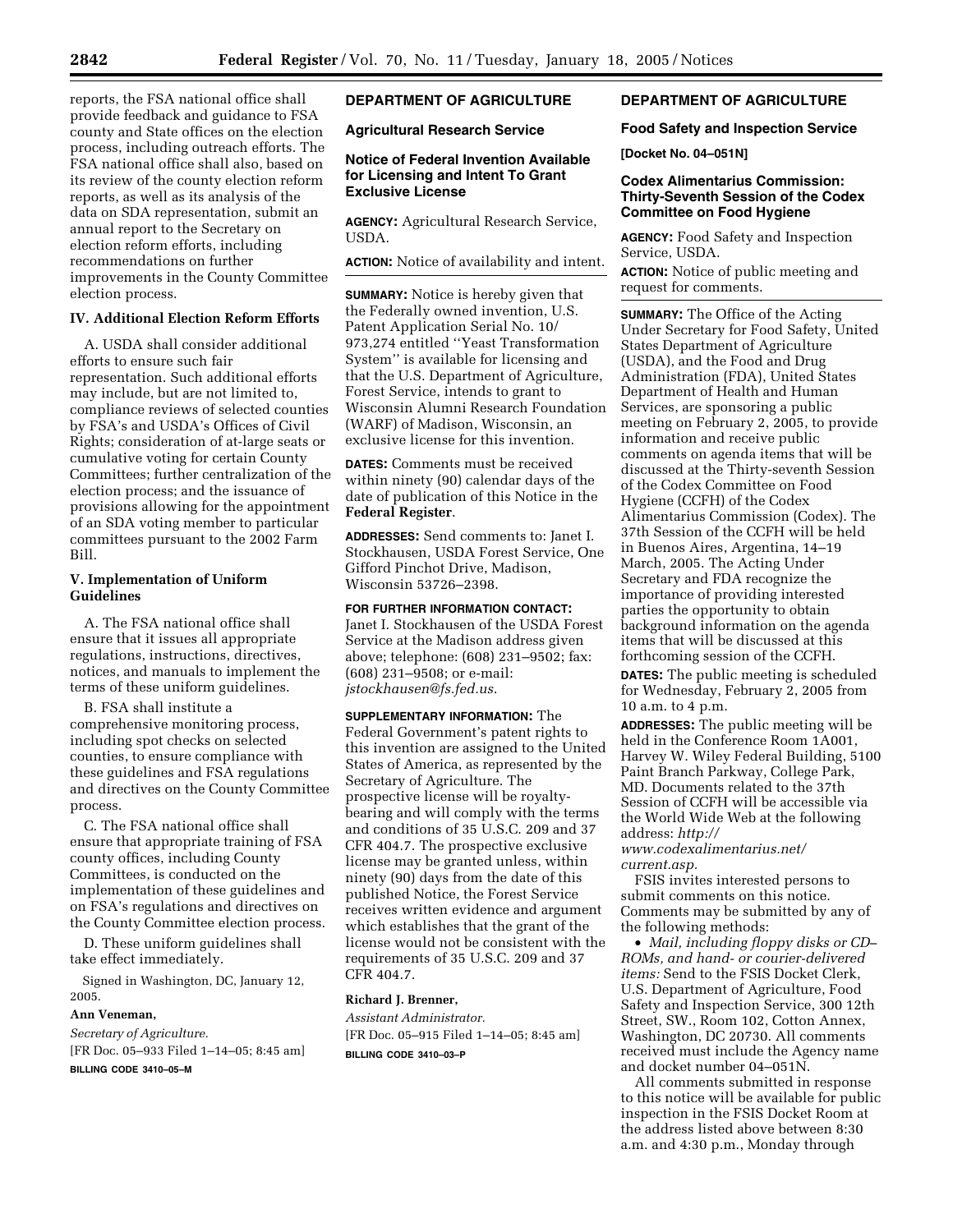reports, the FSA national office shall provide feedback and guidance to FSA county and State offices on the election process, including outreach efforts. The FSA national office shall also, based on its review of the county election reform reports, as well as its analysis of the data on SDA representation, submit an annual report to the Secretary on election reform efforts, including recommendations on further improvements in the County Committee election process.

### IV. Additional Election Reform Efforts

A. USDA shall consider additional efforts to ensure such fair representation. Such additional efforts may include, but are not limited to, compliance reviews of selected counties by FSA's and USDA's Offices of Civil Rights; consideration of at-large seats or cumulative voting for certain County Committees; further centralization of the election process; and the issuance of provisions allowing for the appointment of an SDA voting member to particular committees pursuant to the 2002 Farm Bill.

### V. Implementation of Uniform Guidelines

A. The FSA national office shall ensure that it issues all appropriate regulations, instructions, directives, notices, and manuals to implement the terms of these uniform guidelines.

B. FSA shall institute a comprehensive monitoring process, including spot checks on selected counties, to ensure compliance with these guidelines and FSA regulations and directives on the County Committee process.

C. The FSA national office shall ensure that appropriate training of FSA county offices, including County Committees, is conducted on the implementation of these guidelines and on FSA's regulations and directives on the County Committee election process.

D. These uniform guidelines shall take effect immediately.

Signed in Washington, DC, January 12, 2005.

**Ann Veneman,**

*Secretary of Agriculture.*

[FR Doc. 05–933 Filed 1–14–05; 8:45 am]

**BILLING CODE 3410–05–M**

## DEPARTMENT OF AGRICULTURE

### Agricultural Research Service

### Notice of Federal Invention Available for Licensing and Intent To Grant Exclusive License

**AGENCY:** Agricultural Research Service, USDA.

**ACTION:** Notice of availability and intent.

**SUMMARY:** Notice is hereby given that the Federally owned invention, U.S. Patent Application Serial No. 10/973,274 entitled ''Yeast Transformation System'' is available for licensing and that the U.S. Department of Agriculture, Forest Service, intends to grant to Wisconsin Alumni Research Foundation (WARF) of Madison, Wisconsin, an exclusive license for this invention.

**DATES:** Comments must be received within ninety (90) calendar days of the date of publication of this Notice in the **Federal Register**.

**ADDRESSES:** Send comments to: Janet I. Stockhausen, USDA Forest Service, One Gifford Pinchot Drive, Madison, Wisconsin 53726–2398.

**FOR FURTHER INFORMATION CONTACT:** Janet I. Stockhausen of the USDA Forest Service at the Madison address given above; telephone: (608) 231–9502; fax: (608) 231–9508; or e-mail: *jstockhausen@fs.fed.us*.

**SUPPLEMENTARY INFORMATION:** The Federal Government's patent rights to this invention are assigned to the United States of America, as represented by the Secretary of Agriculture. The prospective license will be royalty-bearing and will comply with the terms and conditions of 35 U.S.C. 209 and 37 CFR 404.7. The prospective exclusive license may be granted unless, within ninety (90) days from the date of this published Notice, the Forest Service receives written evidence and argument which establishes that the grant of the license would not be consistent with the requirements of 35 U.S.C. 209 and 37 CFR 404.7.

**Richard J. Brenner,**

*Assistant Administrator.*

[FR Doc. 05–915 Filed 1–14–05; 8:45 am]

**BILLING CODE 3410–03–P**

## DEPARTMENT OF AGRICULTURE

### Food Safety and Inspection Service

**[Docket No. 04–051N]**

### Codex Alimentarius Commission: Thirty-Seventh Session of the Codex Committee on Food Hygiene

**AGENCY:** Food Safety and Inspection Service, USDA.

**ACTION:** Notice of public meeting and request for comments.

**SUMMARY:** The Office of the Acting Under Secretary for Food Safety, United States Department of Agriculture (USDA), and the Food and Drug Administration (FDA), United States Department of Health and Human Services, are sponsoring a public meeting on February 2, 2005, to provide information and receive public comments on agenda items that will be discussed at the Thirty-seventh Session of the Codex Committee on Food Hygiene (CCFH) of the Codex Alimentarius Commission (Codex). The 37th Session of the CCFH will be held in Buenos Aires, Argentina, 14–19 March, 2005. The Acting Under Secretary and FDA recognize the importance of providing interested parties the opportunity to obtain background information on the agenda items that will be discussed at this forthcoming session of the CCFH.

**DATES:** The public meeting is scheduled for Wednesday, February 2, 2005 from 10 a.m. to 4 p.m.

**ADDRESSES:** The public meeting will be held in the Conference Room 1A001, Harvey W. Wiley Federal Building, 5100 Paint Branch Parkway, College Park, MD. Documents related to the 37th Session of CCFH will be accessible via the World Wide Web at the following address: *http://www.codexalimentarius.net/current.asp.*

FSIS invites interested persons to submit comments on this notice. Comments may be submitted by any of the following methods:

- *Mail, including floppy disks or CD–ROMs, and hand- or courier-delivered items:* Send to the FSIS Docket Clerk, U.S. Department of Agriculture, Food Safety and Inspection Service, 300 12th Street, SW., Room 102, Cotton Annex, Washington, DC 20730. All comments received must include the Agency name and docket number 04–051N.

All comments submitted in response to this notice will be available for public inspection in the FSIS Docket Room at the address listed above between 8:30 a.m. and 4:30 p.m., Monday through